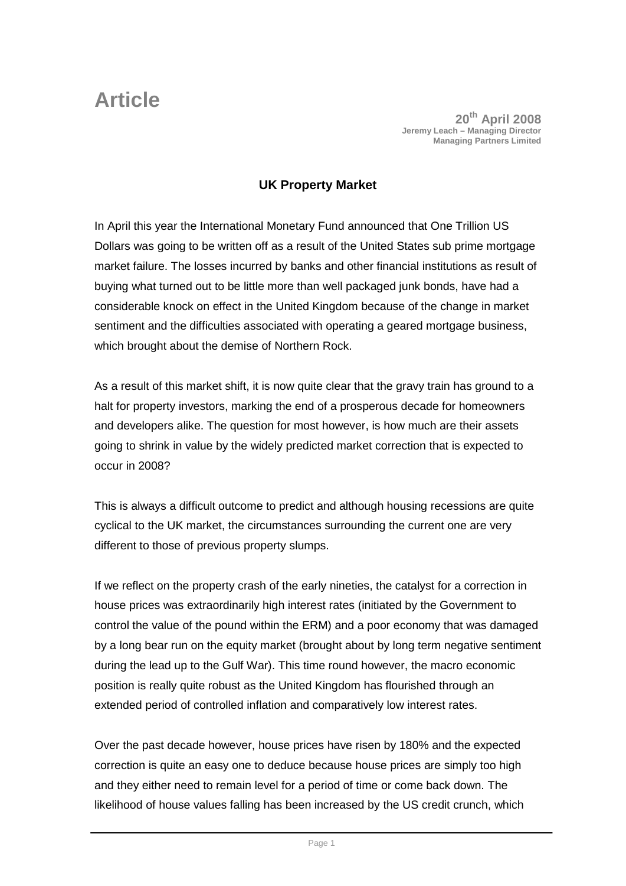# Article

**20th April 2008**
**Jeremy Leach – Managing Director**
**Managing Partners Limited**

## UK Property Market

In April this year the International Monetary Fund announced that One Trillion US Dollars was going to be written off as a result of the United States sub prime mortgage market failure. The losses incurred by banks and other financial institutions as result of buying what turned out to be little more than well packaged junk bonds, have had a considerable knock on effect in the United Kingdom because of the change in market sentiment and the difficulties associated with operating a geared mortgage business, which brought about the demise of Northern Rock.

As a result of this market shift, it is now quite clear that the gravy train has ground to a halt for property investors, marking the end of a prosperous decade for homeowners and developers alike. The question for most however, is how much are their assets going to shrink in value by the widely predicted market correction that is expected to occur in 2008?

This is always a difficult outcome to predict and although housing recessions are quite cyclical to the UK market, the circumstances surrounding the current one are very different to those of previous property slumps.

If we reflect on the property crash of the early nineties, the catalyst for a correction in house prices was extraordinarily high interest rates (initiated by the Government to control the value of the pound within the ERM) and a poor economy that was damaged by a long bear run on the equity market (brought about by long term negative sentiment during the lead up to the Gulf War). This time round however, the macro economic position is really quite robust as the United Kingdom has flourished through an extended period of controlled inflation and comparatively low interest rates.

Over the past decade however, house prices have risen by 180% and the expected correction is quite an easy one to deduce because house prices are simply too high and they either need to remain level for a period of time or come back down. The likelihood of house values falling has been increased by the US credit crunch, which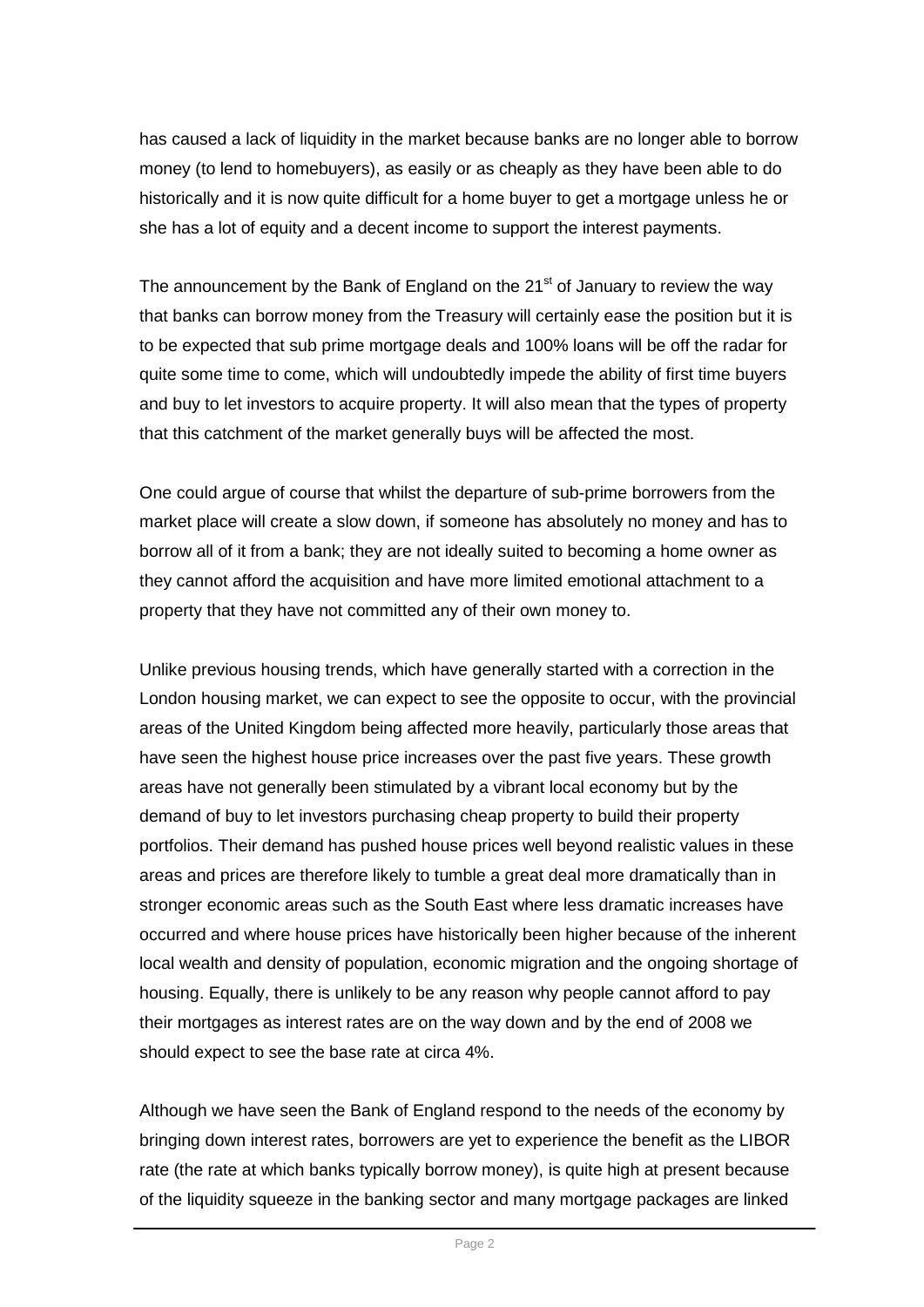has caused a lack of liquidity in the market because banks are no longer able to borrow money (to lend to homebuyers), as easily or as cheaply as they have been able to do historically and it is now quite difficult for a home buyer to get a mortgage unless he or she has a lot of equity and a decent income to support the interest payments.

The announcement by the Bank of England on the 21st of January to review the way that banks can borrow money from the Treasury will certainly ease the position but it is to be expected that sub prime mortgage deals and 100% loans will be off the radar for quite some time to come, which will undoubtedly impede the ability of first time buyers and buy to let investors to acquire property. It will also mean that the types of property that this catchment of the market generally buys will be affected the most.

One could argue of course that whilst the departure of sub-prime borrowers from the market place will create a slow down, if someone has absolutely no money and has to borrow all of it from a bank; they are not ideally suited to becoming a home owner as they cannot afford the acquisition and have more limited emotional attachment to a property that they have not committed any of their own money to.

Unlike previous housing trends, which have generally started with a correction in the London housing market, we can expect to see the opposite to occur, with the provincial areas of the United Kingdom being affected more heavily, particularly those areas that have seen the highest house price increases over the past five years. These growth areas have not generally been stimulated by a vibrant local economy but by the demand of buy to let investors purchasing cheap property to build their property portfolios. Their demand has pushed house prices well beyond realistic values in these areas and prices are therefore likely to tumble a great deal more dramatically than in stronger economic areas such as the South East where less dramatic increases have occurred and where house prices have historically been higher because of the inherent local wealth and density of population, economic migration and the ongoing shortage of housing. Equally, there is unlikely to be any reason why people cannot afford to pay their mortgages as interest rates are on the way down and by the end of 2008 we should expect to see the base rate at circa 4%.

Although we have seen the Bank of England respond to the needs of the economy by bringing down interest rates, borrowers are yet to experience the benefit as the LIBOR rate (the rate at which banks typically borrow money), is quite high at present because of the liquidity squeeze in the banking sector and many mortgage packages are linked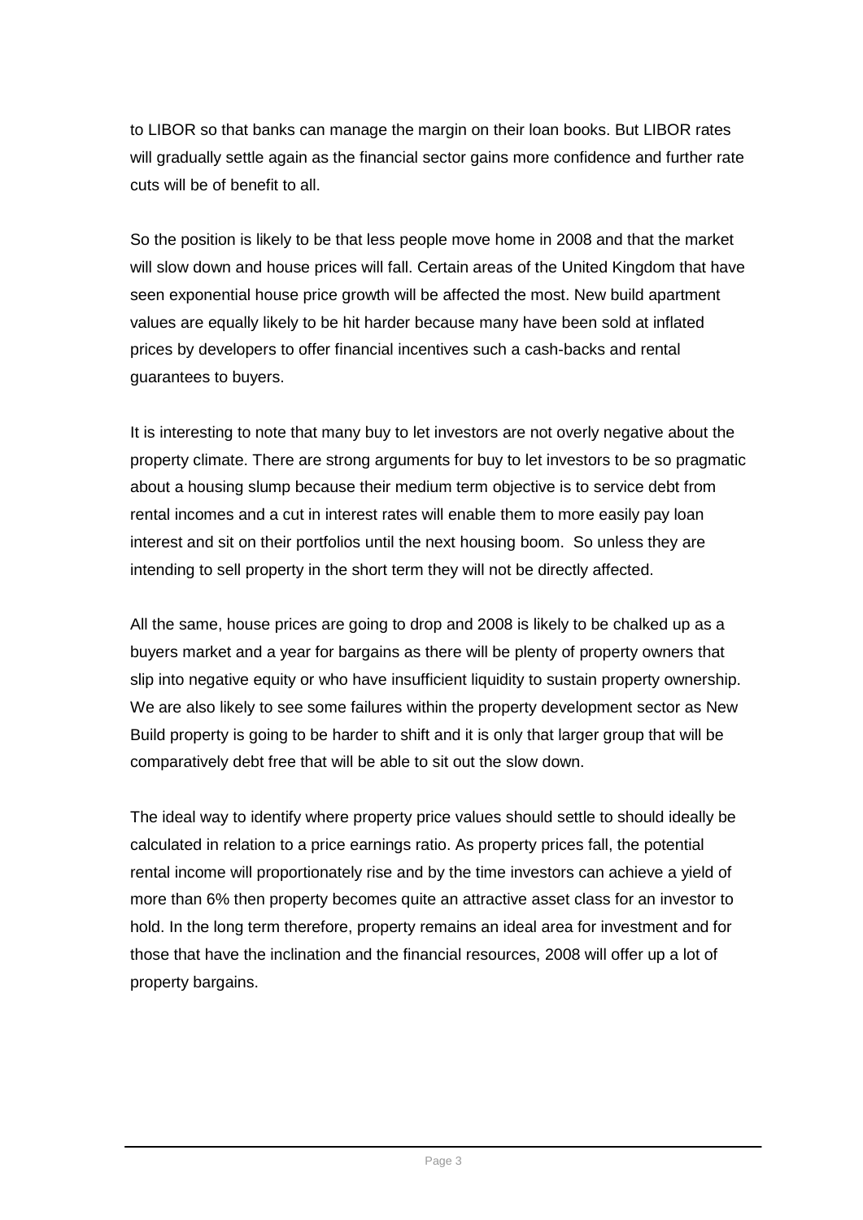to LIBOR so that banks can manage the margin on their loan books. But LIBOR rates will gradually settle again as the financial sector gains more confidence and further rate cuts will be of benefit to all.

So the position is likely to be that less people move home in 2008 and that the market will slow down and house prices will fall. Certain areas of the United Kingdom that have seen exponential house price growth will be affected the most. New build apartment values are equally likely to be hit harder because many have been sold at inflated prices by developers to offer financial incentives such a cash-backs and rental guarantees to buyers.

It is interesting to note that many buy to let investors are not overly negative about the property climate. There are strong arguments for buy to let investors to be so pragmatic about a housing slump because their medium term objective is to service debt from rental incomes and a cut in interest rates will enable them to more easily pay loan interest and sit on their portfolios until the next housing boom. So unless they are intending to sell property in the short term they will not be directly affected.

All the same, house prices are going to drop and 2008 is likely to be chalked up as a buyers market and a year for bargains as there will be plenty of property owners that slip into negative equity or who have insufficient liquidity to sustain property ownership. We are also likely to see some failures within the property development sector as New Build property is going to be harder to shift and it is only that larger group that will be comparatively debt free that will be able to sit out the slow down.

The ideal way to identify where property price values should settle to should ideally be calculated in relation to a price earnings ratio. As property prices fall, the potential rental income will proportionately rise and by the time investors can achieve a yield of more than 6% then property becomes quite an attractive asset class for an investor to hold. In the long term therefore, property remains an ideal area for investment and for those that have the inclination and the financial resources, 2008 will offer up a lot of property bargains.